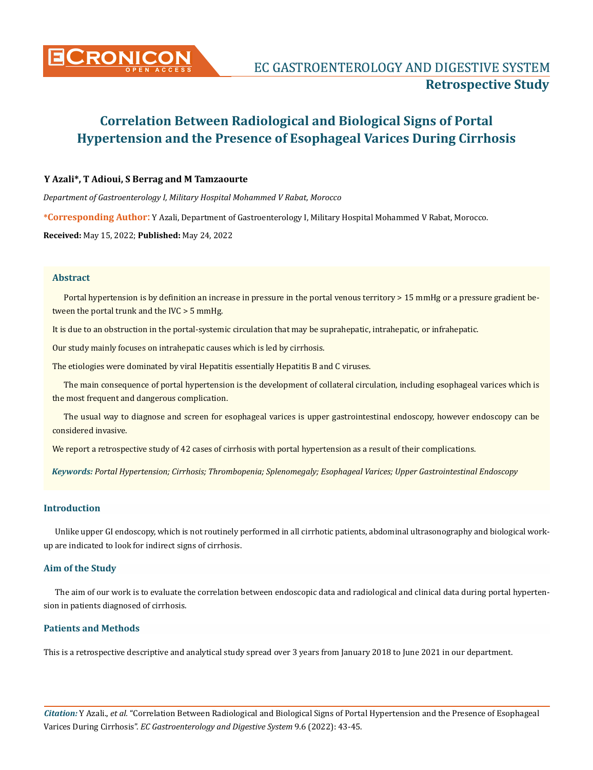# Correlation Between Radiological and Biological Signs of Portal Hypertension and the Presence of Esophageal Varices During Cirrhosis

**Y Azali\*, T Adioui, S Berrag and M Tamzaourte**

*Department of Gastroenterology I, Military Hospital Mohammed V Rabat, Morocco*

**\*Corresponding Author:** Y Azali, Department of Gastroenterology I, Military Hospital Mohammed V Rabat, Morocco.

**Received:** May 15, 2022; **Published:** May 24, 2022

## Abstract

Portal hypertension is by definition an increase in pressure in the portal venous territory > 15 mmHg or a pressure gradient between the portal trunk and the IVC > 5 mmHg.

It is due to an obstruction in the portal-systemic circulation that may be suprahepatic, intrahepatic, or infrahepatic.

Our study mainly focuses on intrahepatic causes which is led by cirrhosis.

The etiologies were dominated by viral Hepatitis essentially Hepatitis B and C viruses.

The main consequence of portal hypertension is the development of collateral circulation, including esophageal varices which is the most frequent and dangerous complication.

The usual way to diagnose and screen for esophageal varices is upper gastrointestinal endoscopy, however endoscopy can be considered invasive.

We report a retrospective study of 42 cases of cirrhosis with portal hypertension as a result of their complications.

***Keywords:*** *Portal Hypertension; Cirrhosis; Thrombopenia; Splenomegaly; Esophageal Varices; Upper Gastrointestinal Endoscopy*

## Introduction

Unlike upper GI endoscopy, which is not routinely performed in all cirrhotic patients, abdominal ultrasonography and biological work-up are indicated to look for indirect signs of cirrhosis.

## Aim of the Study

The aim of our work is to evaluate the correlation between endoscopic data and radiological and clinical data during portal hypertension in patients diagnosed of cirrhosis.

## Patients and Methods

This is a retrospective descriptive and analytical study spread over 3 years from January 2018 to June 2021 in our department.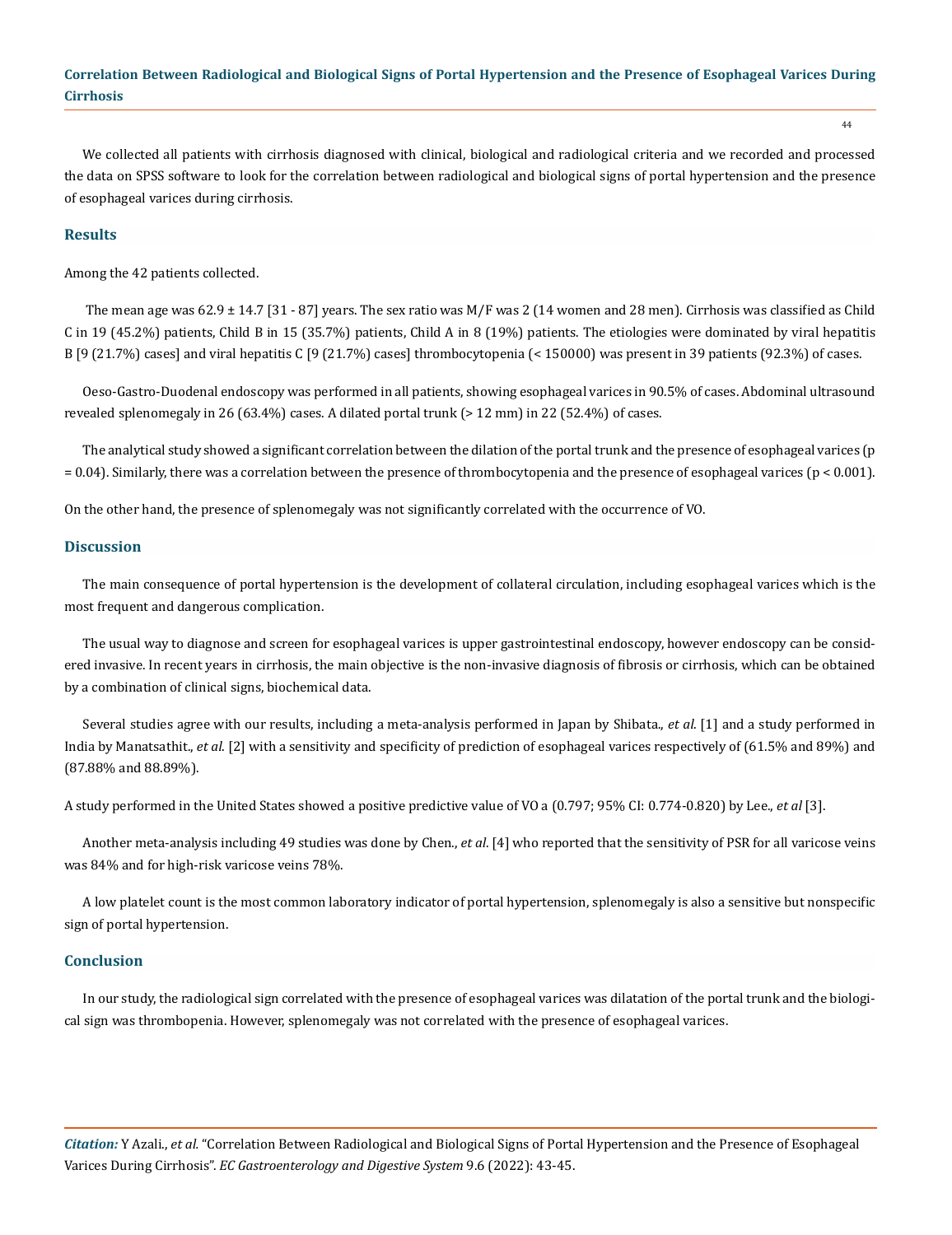We collected all patients with cirrhosis diagnosed with clinical, biological and radiological criteria and we recorded and processed the data on SPSS software to look for the correlation between radiological and biological signs of portal hypertension and the presence of esophageal varices during cirrhosis.

## Results

Among the 42 patients collected.

The mean age was 62.9 ± 14.7 [31 - 87] years. The sex ratio was M/F was 2 (14 women and 28 men). Cirrhosis was classified as Child C in 19 (45.2%) patients, Child B in 15 (35.7%) patients, Child A in 8 (19%) patients. The etiologies were dominated by viral hepatitis B [9 (21.7%) cases] and viral hepatitis C [9 (21.7%) cases] thrombocytopenia (< 150000) was present in 39 patients (92.3%) of cases.

Oeso-Gastro-Duodenal endoscopy was performed in all patients, showing esophageal varices in 90.5% of cases. Abdominal ultrasound revealed splenomegaly in 26 (63.4%) cases. A dilated portal trunk (> 12 mm) in 22 (52.4%) of cases.

The analytical study showed a significant correlation between the dilation of the portal trunk and the presence of esophageal varices ($p = 0.04$). Similarly, there was a correlation between the presence of thrombocytopenia and the presence of esophageal varices ($p < 0.001$).

On the other hand, the presence of splenomegaly was not significantly correlated with the occurrence of VO.

## Discussion

The main consequence of portal hypertension is the development of collateral circulation, including esophageal varices which is the most frequent and dangerous complication.

The usual way to diagnose and screen for esophageal varices is upper gastrointestinal endoscopy, however endoscopy can be considered invasive. In recent years in cirrhosis, the main objective is the non-invasive diagnosis of fibrosis or cirrhosis, which can be obtained by a combination of clinical signs, biochemical data.

Several studies agree with our results, including a meta-analysis performed in Japan by Shibata., *et al.* [1] and a study performed in India by Manatsathit., *et al.* [2] with a sensitivity and specificity of prediction of esophageal varices respectively of (61.5% and 89%) and (87.88% and 88.89%).

A study performed in the United States showed a positive predictive value of VO a (0.797; 95% CI: 0.774-0.820) by Lee., *et al* [3].

Another meta-analysis including 49 studies was done by Chen., *et al.* [4] who reported that the sensitivity of PSR for all varicose veins was 84% and for high-risk varicose veins 78%.

A low platelet count is the most common laboratory indicator of portal hypertension, splenomegaly is also a sensitive but nonspecific sign of portal hypertension.

## Conclusion

In our study, the radiological sign correlated with the presence of esophageal varices was dilatation of the portal trunk and the biological sign was thrombopenia. However, splenomegaly was not correlated with the presence of esophageal varices.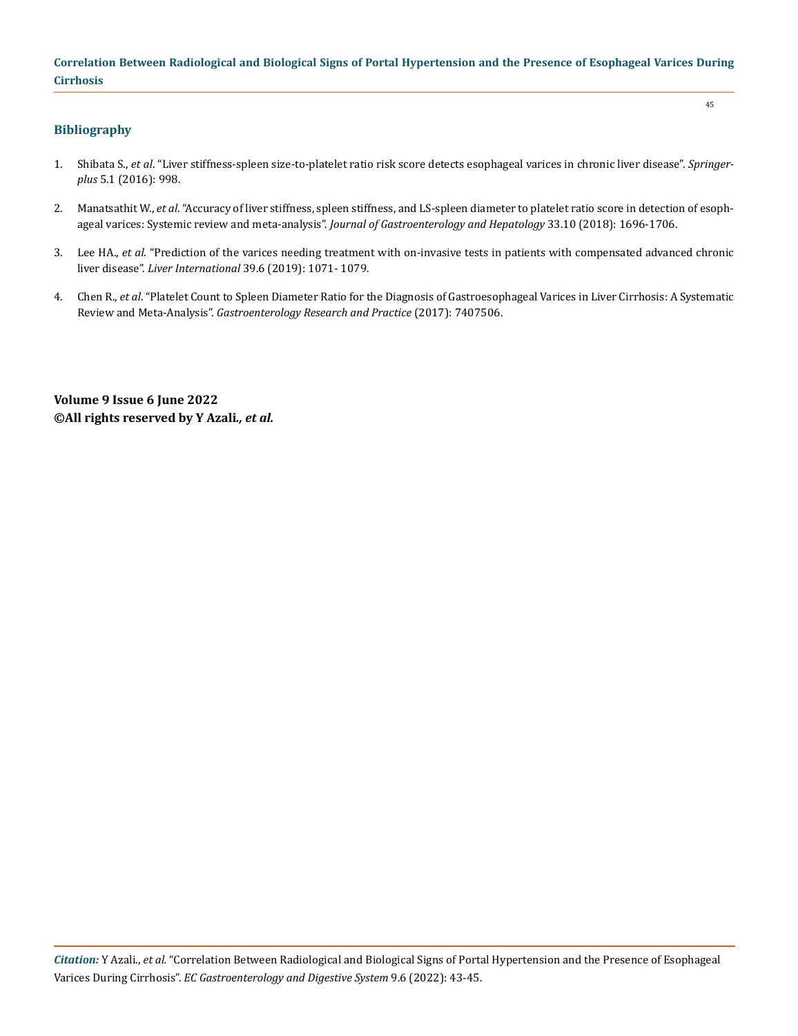## Bibliography

1. Shibata S., *et al*. "Liver stiffness-spleen size-to-platelet ratio risk score detects esophageal varices in chronic liver disease". *Springerplus* 5.1 (2016): 998.

2. Manatsathit W., *et al*. "Accuracy of liver stiffness, spleen stiffness, and LS-spleen diameter to platelet ratio score in detection of esophageal varices: Systemic review and meta-analysis". *Journal of Gastroenterology and Hepatology* 33.10 (2018): 1696-1706.

3. Lee HA., *et al.* "Prediction of the varices needing treatment with on-invasive tests in patients with compensated advanced chronic liver disease". *Liver International* 39.6 (2019): 1071- 1079.

4. Chen R., *et al*. "Platelet Count to Spleen Diameter Ratio for the Diagnosis of Gastroesophageal Varices in Liver Cirrhosis: A Systematic Review and Meta-Analysis". *Gastroenterology Research and Practice* (2017): 7407506.

**Volume 9 Issue 6 June 2022**
**©All rights reserved by Y Azali*., et al.***